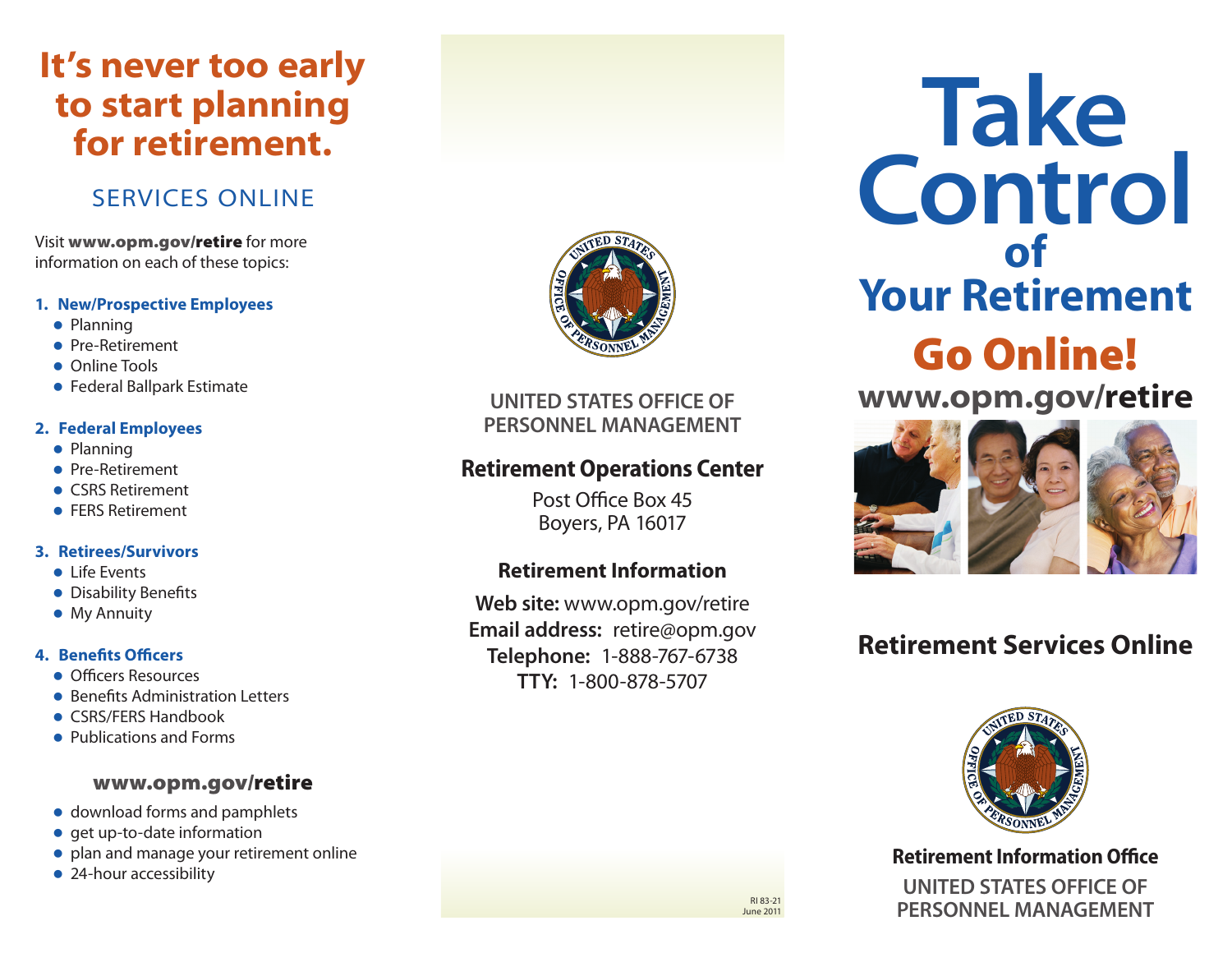# It's never too early to start planning for retirement.

## SERVICES ONLINE

Visit **www.opm.gov/retire** for more information on each of these topics:

1. **New/Prospective Employees**
   - Planning
   - Pre-Retirement
   - Online Tools
   - Federal Ballpark Estimate

2. **Federal Employees**
   - Planning
   - Pre-Retirement
   - CSRS Retirement
   - FERS Retirement

3. **Retirees/Survivors**
   - Life Events
   - Disability Benefits
   - My Annuity

4. **Benefits Officers**
   - Officers Resources
   - Benefits Administration Letters
   - CSRS/FERS Handbook
   - Publications and Forms

### www.opm.gov/retire

- download forms and pamphlets
- get up-to-date information
- plan and manage your retirement online
- 24-hour accessibility

UNITED STATES OFFICE OF PERSONNEL MANAGEMENT

**Retirement Operations Center**

Post Office Box 45
Boyers, PA 16017

**Retirement Information**

**Web site:** www.opm.gov/retire
**Email address:** retire@opm.gov
**Telephone:** 1-888-767-6738
**TTY:** 1-800-878-5707

RI 83-21
June 2011

# Take Control of Your Retirement

## Go Online!

**www.opm.gov/retire**

## Retirement Services Online

**Retirement Information Office**

UNITED STATES OFFICE OF PERSONNEL MANAGEMENT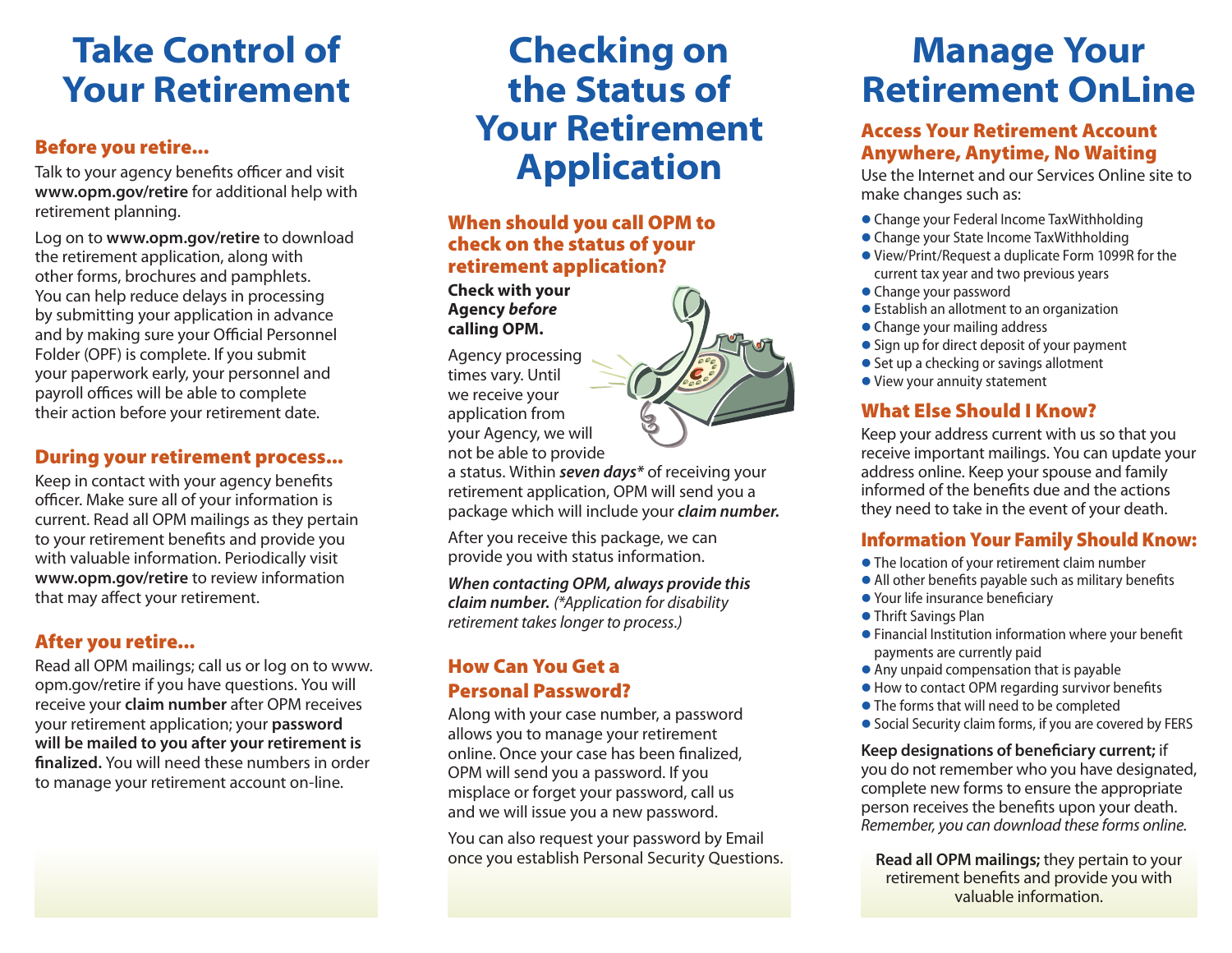# Take Control of Your Retirement

## Before you retire...

Talk to your agency benefits officer and visit **www.opm.gov/retire** for additional help with retirement planning.

Log on to **www.opm.gov/retire** to download the retirement application, along with other forms, brochures and pamphlets. You can help reduce delays in processing by submitting your application in advance and by making sure your Official Personnel Folder (OPF) is complete. If you submit your paperwork early, your personnel and payroll offices will be able to complete their action before your retirement date.

## During your retirement process...

Keep in contact with your agency benefits officer. Make sure all of your information is current. Read all OPM mailings as they pertain to your retirement benefits and provide you with valuable information. Periodically visit **www.opm.gov/retire** to review information that may affect your retirement.

## After you retire...

Read all OPM mailings; call us or log on to www.opm.gov/retire if you have questions. You will receive your **claim number** after OPM receives your retirement application; your **password will be mailed to you after your retirement is finalized.** You will need these numbers in order to manage your retirement account on-line.

# Checking on the Status of Your Retirement Application

## When should you call OPM to check on the status of your retirement application?

**Check with your Agency *before* calling OPM.**

Agency processing times vary. Until we receive your application from your Agency, we will not be able to provide a status. Within ***seven days**** of receiving your retirement application, OPM will send you a package which will include your ***claim number.***

After you receive this package, we can provide you with status information.

***When contacting OPM, always provide this claim number.*** *(*Application for disability retirement takes longer to process.)*

## How Can You Get a Personal Password?

Along with your case number, a password allows you to manage your retirement online. Once your case has been finalized, OPM will send you a password. If you misplace or forget your password, call us and we will issue you a new password.

You can also request your password by Email once you establish Personal Security Questions.

# Manage Your Retirement OnLine

## Access Your Retirement Account Anywhere, Anytime, No Waiting

Use the Internet and our Services Online site to make changes such as:

- Change your Federal Income TaxWithholding
- Change your State Income TaxWithholding
- View/Print/Request a duplicate Form 1099R for the current tax year and two previous years
- Change your password
- Establish an allotment to an organization
- Change your mailing address
- Sign up for direct deposit of your payment
- Set up a checking or savings allotment
- View your annuity statement

## What Else Should I Know?

Keep your address current with us so that you receive important mailings. You can update your address online. Keep your spouse and family informed of the benefits due and the actions they need to take in the event of your death.

## Information Your Family Should Know:

- The location of your retirement claim number
- All other benefits payable such as military benefits
- Your life insurance beneficiary
- Thrift Savings Plan
- Financial Institution information where your benefit payments are currently paid
- Any unpaid compensation that is payable
- How to contact OPM regarding survivor benefits
- The forms that will need to be completed
- Social Security claim forms, if you are covered by FERS

**Keep designations of beneficiary current;** if you do not remember who you have designated, complete new forms to ensure the appropriate person receives the benefits upon your death. *Remember, you can download these forms online.*

**Read all OPM mailings;** they pertain to your retirement benefits and provide you with valuable information.